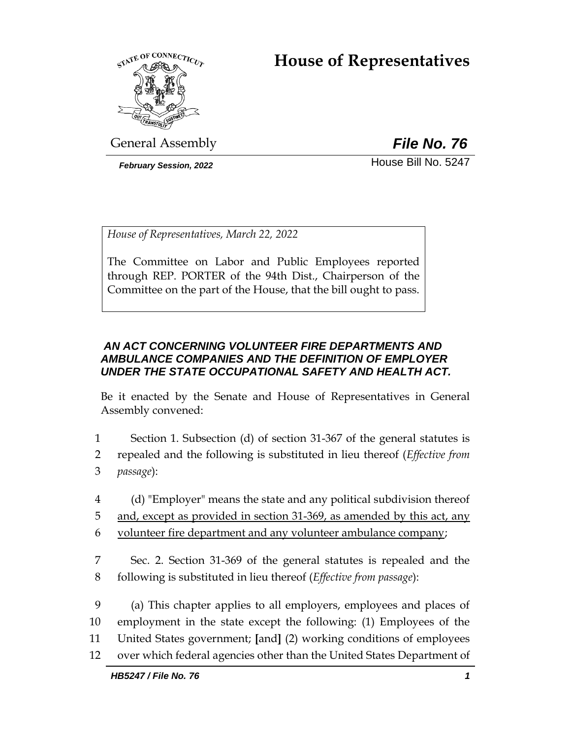# House of Representatives

General Assembly

***File No. 76***

*February Session, 2022*

House Bill No. 5247

*House of Representatives, March 22, 2022*

The Committee on Labor and Public Employees reported through REP. PORTER of the 94th Dist., Chairperson of the Committee on the part of the House, that the bill ought to pass.

***AN ACT CONCERNING VOLUNTEER FIRE DEPARTMENTS AND AMBULANCE COMPANIES AND THE DEFINITION OF EMPLOYER UNDER THE STATE OCCUPATIONAL SAFETY AND HEALTH ACT.***

Be it enacted by the Senate and House of Representatives in General Assembly convened:

1 Section 1. Subsection (d) of section 31-367 of the general statutes is
2 repealed and the following is substituted in lieu thereof (*Effective from*
3 *passage*):

4 (d) "Employer" means the state and any political subdivision thereof
5 <u>and, except as provided in section 31-369, as amended by this act, any</u>
6 <u>volunteer fire department and any volunteer ambulance company</u>;

7 Sec. 2. Section 31-369 of the general statutes is repealed and the
8 following is substituted in lieu thereof (*Effective from passage*):

9 (a) This chapter applies to all employers, employees and places of
10 employment in the state except the following: (1) Employees of the
11 United States government; **[**and**]** (2) working conditions of employees
12 over which federal agencies other than the United States Department of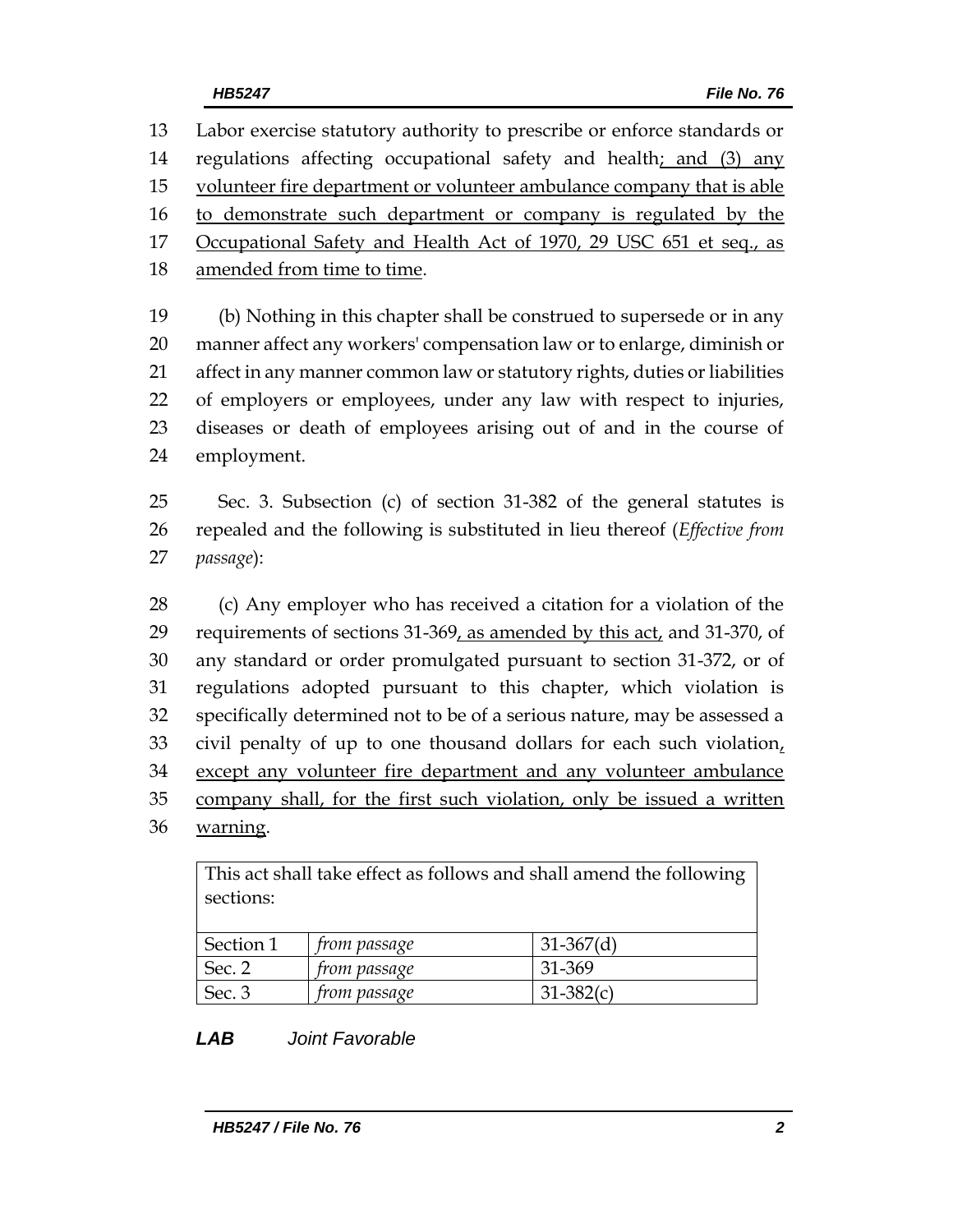Labor exercise statutory authority to prescribe or enforce standards or regulations affecting occupational safety and health; and (3) any volunteer fire department or volunteer ambulance company that is able to demonstrate such department or company is regulated by the Occupational Safety and Health Act of 1970, 29 USC 651 et seq., as amended from time to time.

(b) Nothing in this chapter shall be construed to supersede or in any manner affect any workers' compensation law or to enlarge, diminish or affect in any manner common law or statutory rights, duties or liabilities of employers or employees, under any law with respect to injuries, diseases or death of employees arising out of and in the course of employment.

Sec. 3. Subsection (c) of section 31-382 of the general statutes is repealed and the following is substituted in lieu thereof (*Effective from passage*):

(c) Any employer who has received a citation for a violation of the requirements of sections 31-369, as amended by this act, and 31-370, of any standard or order promulgated pursuant to section 31-372, or of regulations adopted pursuant to this chapter, which violation is specifically determined not to be of a serious nature, may be assessed a civil penalty of up to one thousand dollars for each such violation, except any volunteer fire department and any volunteer ambulance company shall, for the first such violation, only be issued a written warning.

| This act shall take effect as follows and shall amend the following sections: | | |
|---|---|---|
| Section 1 | *from passage* | 31-367(d) |
| Sec. 2 | *from passage* | 31-369 |
| Sec. 3 | *from passage* | 31-382(c) |

***LAB*** *Joint Favorable*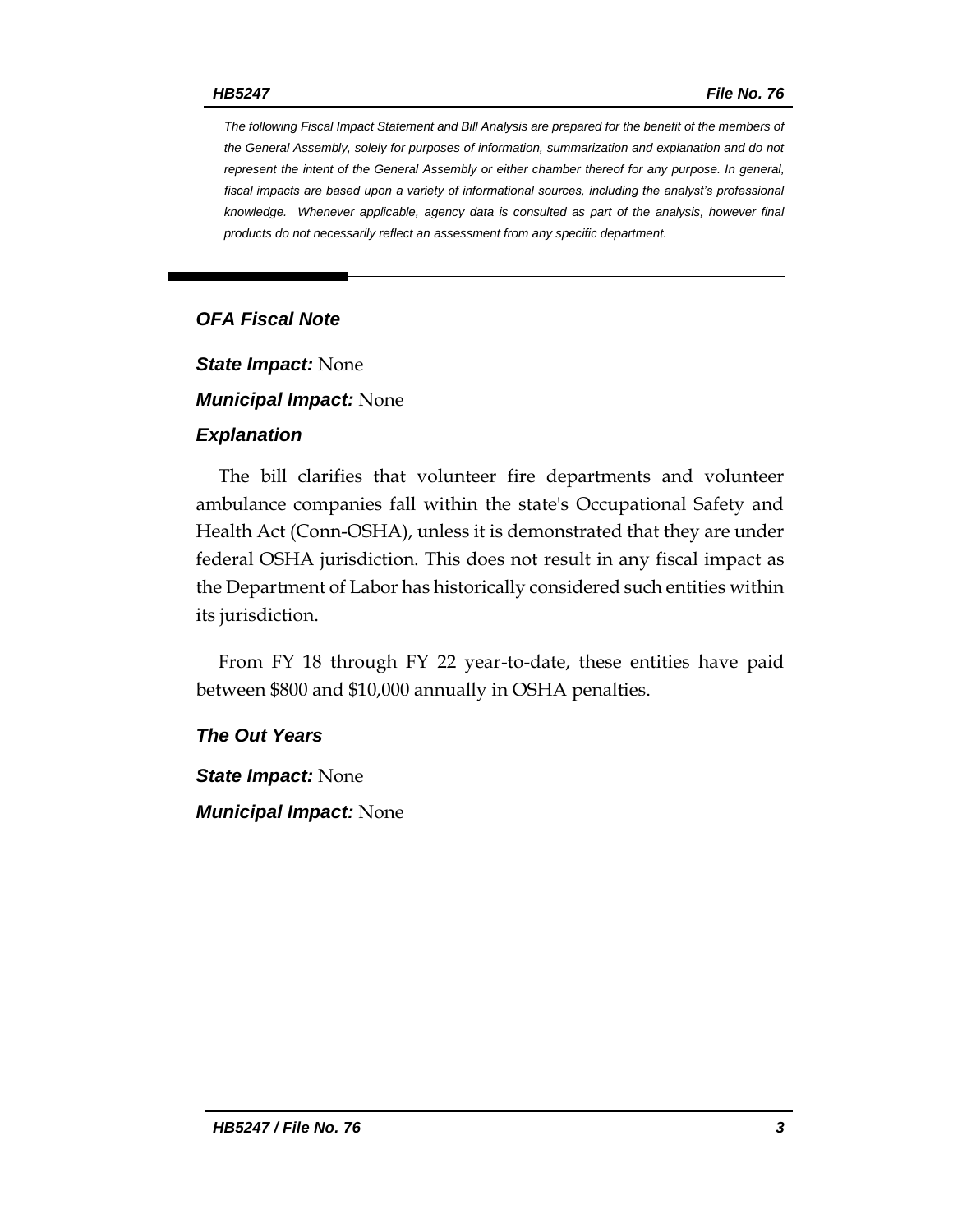*The following Fiscal Impact Statement and Bill Analysis are prepared for the benefit of the members of the General Assembly, solely for purposes of information, summarization and explanation and do not represent the intent of the General Assembly or either chamber thereof for any purpose. In general, fiscal impacts are based upon a variety of informational sources, including the analyst's professional knowledge. Whenever applicable, agency data is consulted as part of the analysis, however final products do not necessarily reflect an assessment from any specific department.*

## *OFA Fiscal Note*

***State Impact:*** None

***Municipal Impact:*** None

### *Explanation*

The bill clarifies that volunteer fire departments and volunteer ambulance companies fall within the state's Occupational Safety and Health Act (Conn-OSHA), unless it is demonstrated that they are under federal OSHA jurisdiction. This does not result in any fiscal impact as the Department of Labor has historically considered such entities within its jurisdiction.

From FY 18 through FY 22 year-to-date, these entities have paid between $800 and $10,000 annually in OSHA penalties.

### *The Out Years*

***State Impact:*** None

***Municipal Impact:*** None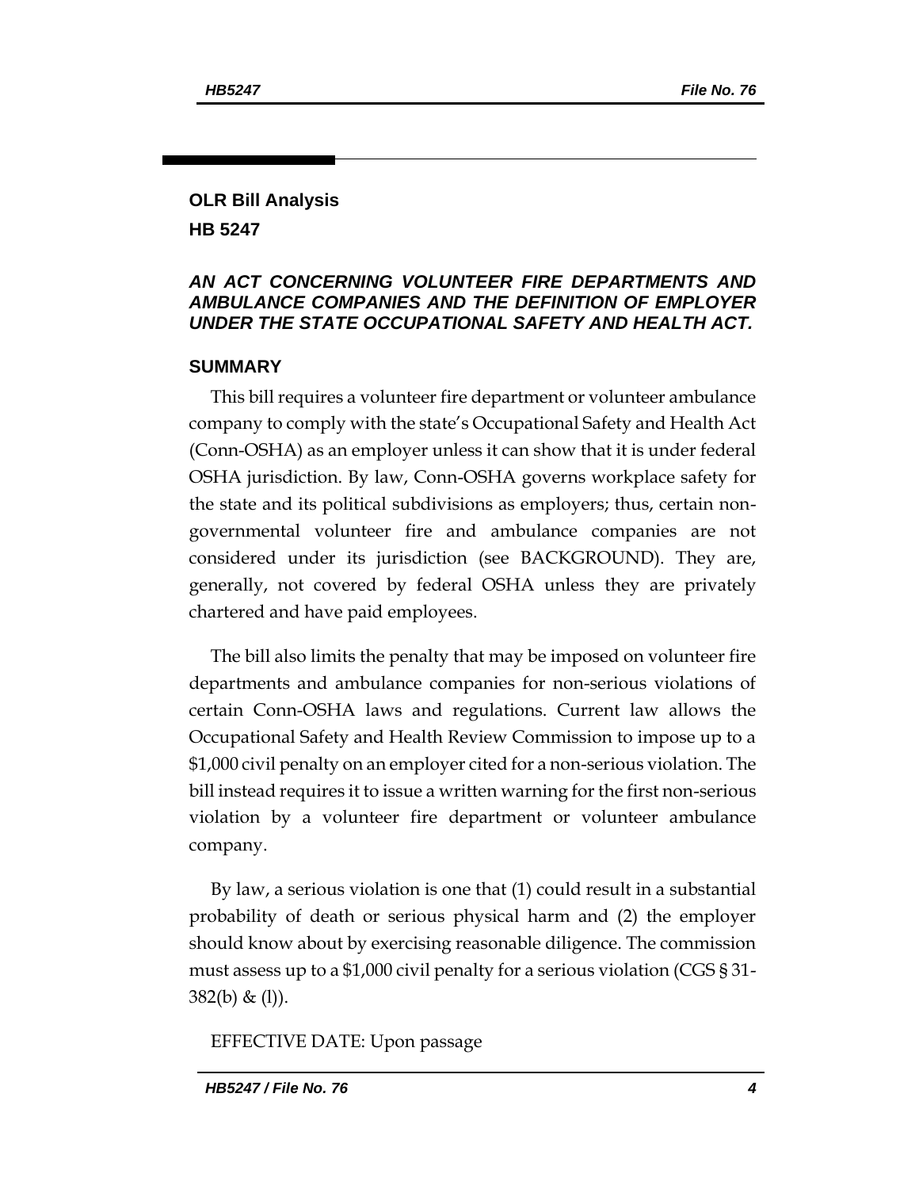# OLR Bill Analysis

## HB 5247

### *AN ACT CONCERNING VOLUNTEER FIRE DEPARTMENTS AND AMBULANCE COMPANIES AND THE DEFINITION OF EMPLOYER UNDER THE STATE OCCUPATIONAL SAFETY AND HEALTH ACT.*

### SUMMARY

This bill requires a volunteer fire department or volunteer ambulance company to comply with the state's Occupational Safety and Health Act (Conn-OSHA) as an employer unless it can show that it is under federal OSHA jurisdiction. By law, Conn-OSHA governs workplace safety for the state and its political subdivisions as employers; thus, certain non-governmental volunteer fire and ambulance companies are not considered under its jurisdiction (see BACKGROUND). They are, generally, not covered by federal OSHA unless they are privately chartered and have paid employees.

The bill also limits the penalty that may be imposed on volunteer fire departments and ambulance companies for non-serious violations of certain Conn-OSHA laws and regulations. Current law allows the Occupational Safety and Health Review Commission to impose up to a $1,000 civil penalty on an employer cited for a non-serious violation. The bill instead requires it to issue a written warning for the first non-serious violation by a volunteer fire department or volunteer ambulance company.

By law, a serious violation is one that (1) could result in a substantial probability of death or serious physical harm and (2) the employer should know about by exercising reasonable diligence. The commission must assess up to a $1,000 civil penalty for a serious violation (CGS § 31-382(b) & (l)).

EFFECTIVE DATE: Upon passage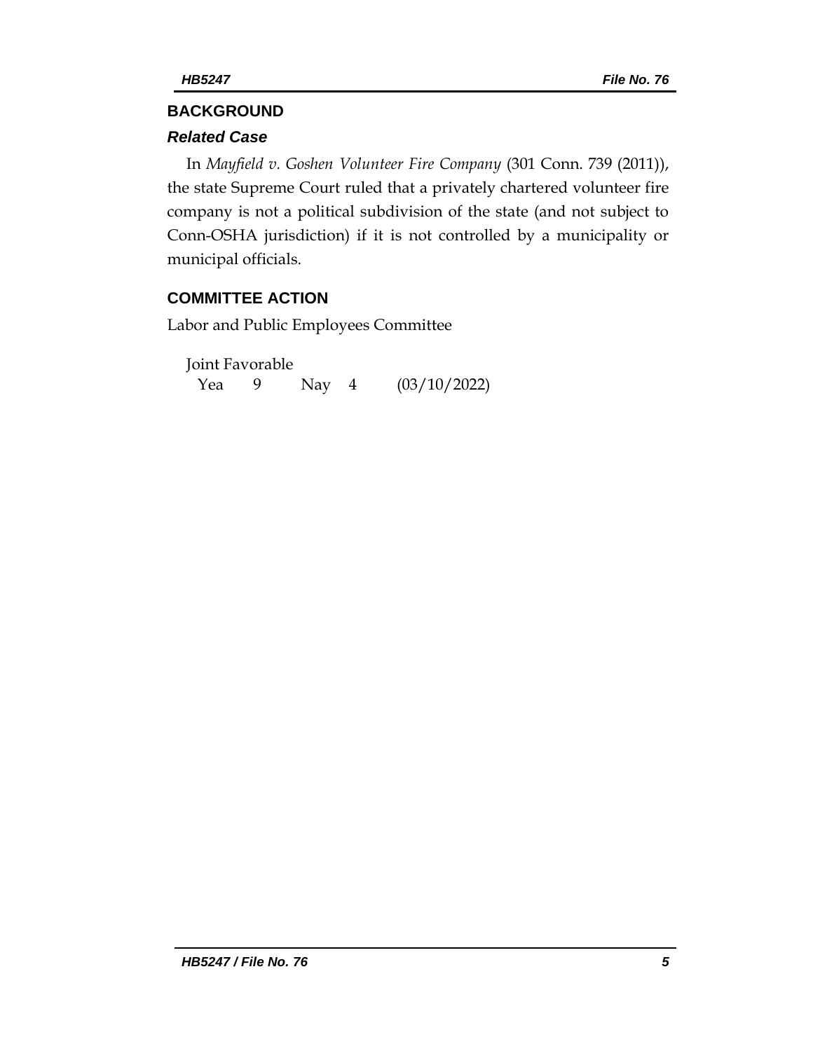## BACKGROUND

### *Related Case*

In *Mayfield v. Goshen Volunteer Fire Company* (301 Conn. 739 (2011)), the state Supreme Court ruled that a privately chartered volunteer fire company is not a political subdivision of the state (and not subject to Conn-OSHA jurisdiction) if it is not controlled by a municipality or municipal officials.

## COMMITTEE ACTION

Labor and Public Employees Committee

| | | | | |
|---|---|---|---|---|
| Joint Favorable | | | | |
| Yea | 9 | Nay | 4 | (03/10/2022) |